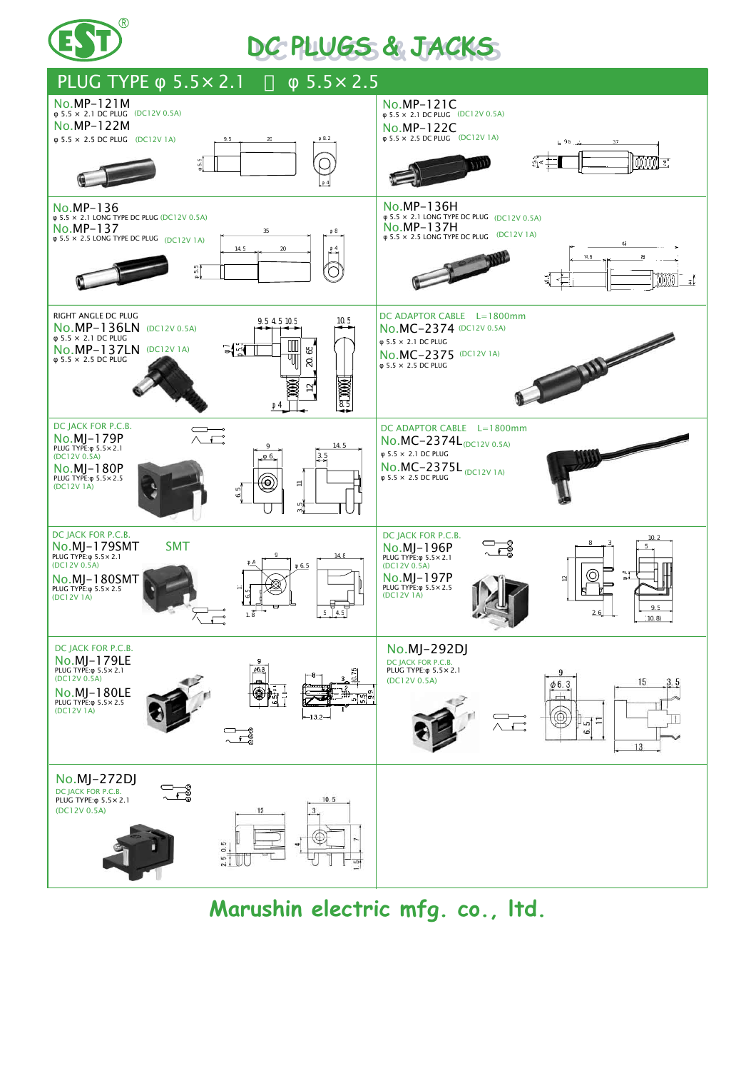# DC PLUGS & JACKS

## PLUG TYPE φ 5.5×2.1 ・ φ 5.5×2.5

**No.MP-121M**
φ 5.5 × 2.1 DC PLUG (DC12V 0.5A)
**No.MP-122M**
φ 5.5 × 2.5 DC PLUG (DC12V 1A)

**No.MP-121C**
φ 5.5 × 2.1 DC PLUG (DC12V 0.5A)
**No.MP-122C**
φ 5.5 × 2.5 DC PLUG (DC12V 1A)

**No.MP-136**
φ 5.5 × 2.1 LONG TYPE DC PLUG (DC12V 0.5A)
**No.MP-137**
φ 5.5 × 2.5 LONG TYPE DC PLUG (DC12V 1A)

**No.MP-136H**
φ 5.5 × 2.1 LONG TYPE DC PLUG (DC12V 0.5A)
**No.MP-137H**
φ 5.5 × 2.5 LONG TYPE DC PLUG (DC12V 1A)

RIGHT ANGLE DC PLUG
**No.MP-136LN** (DC12V 0.5A)
φ 5.5 × 2.1 DC PLUG
**No.MP-137LN** (DC12V 1A)
φ 5.5 × 2.5 DC PLUG

DC ADAPTOR CABLE L=1800mm
**No.MC-2374** (DC12V 0.5A)
φ 5.5 × 2.1 DC PLUG
**No.MC-2375** (DC12V 1A)
φ 5.5 × 2.5 DC PLUG

DC JACK FOR P.C.B.
**No.MJ-179P**
PLUG TYPE:φ 5.5×2.1
(DC12V 0.5A)
**No.MJ-180P**
PLUG TYPE:φ 5.5×2.5
(DC12V 1A)

DC ADAPTOR CABLE L=1800mm
**No.MC-2374L** (DC12V 0.5A)
φ 5.5 × 2.1 DC PLUG
**No.MC-2375L** (DC12V 1A)
φ 5.5 × 2.5 DC PLUG

DC JACK FOR P.C.B.
**No.MJ-179SMT** SMT
PLUG TYPE:φ 5.5×2.1
(DC12V 0.5A)
**No.MJ-180SMT**
PLUG TYPE:φ 5.5×2.5
(DC12V 1A)

DC JACK FOR P.C.B.
**No.MJ-196P**
PLUG TYPE:φ 5.5×2.1
(DC12V 0.5A)
**No.MJ-197P**
PLUG TYPE:φ 5.5×2.5
(DC12V 1A)

DC JACK FOR P.C.B.
**No.MJ-179LE**
PLUG TYPE:φ 5.5×2.1
(DC12V 0.5A)
**No.MJ-180LE**
PLUG TYPE:φ 5.5×2.5
(DC12V 1A)

**No.MJ-292DJ**
DC JACK FOR P.C.B.
PLUG TYPE:φ 5.5×2.1
(DC12V 0.5A)

**No.MJ-272DJ**
DC JACK FOR P.C.B.
PLUG TYPE:φ 5.5×2.1
(DC12V 0.5A)

**Marushin electric mfg. co., ltd.**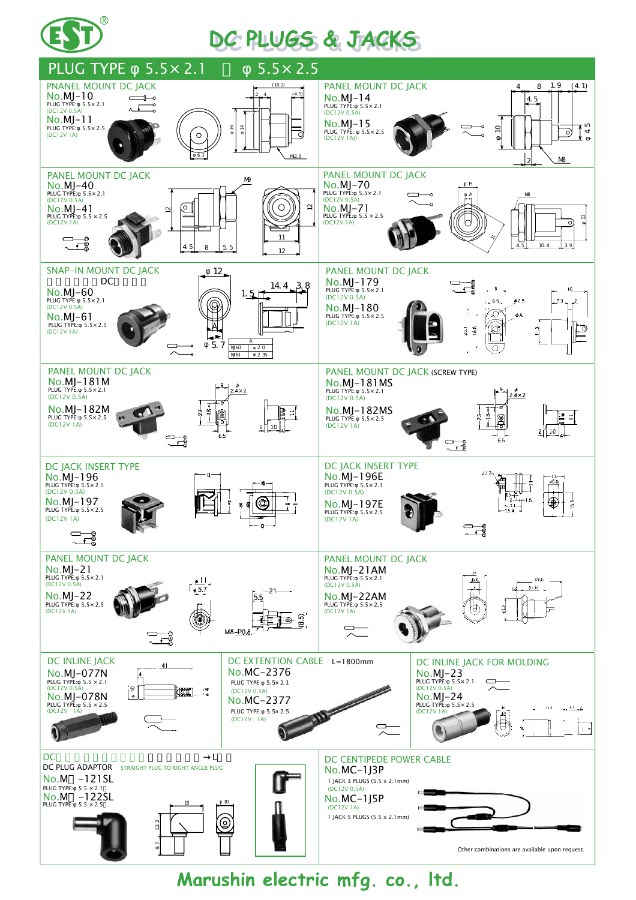# DC PLUGS & JACKS

## PLUG TYPE φ 5.5×2.1 φ 5.5×2.5

### PNANEL MOUNT DC JACK

No.MJ-10
PLUG TYPE:φ 5.5×2.1
(DC12V 0.5A)

No.MJ-11
PLUG TYPE:φ 5.5×2.5
(DC12V 1A)

(18.2) 2 4 (4.5) φ 16 φ 14 φ 6.3 M12.5

### PANEL MOUNT DC JACK

No.MJ-14
PLUG TYPE:φ 5.5×2.1
(DC12V 0.5A)

No.MJ-15
PLUG TYPE: φ 5.5×2.5
(DC12V 1A))

4 8 1.9 (4.1) 4.5 φ 10 φ 4.5 2 M8

### PANEL MOUNT DC JACK

No.MJ-40
PLUG TYPE:φ 5.5×2.1
(DC12V 0.5A)

No.MJ-41
PLUG TYPE:φ 5.5 ×2.5
(DC12V 1A)

M9 12 4.5 8 5.5 12 11 12

### PANEL MOUNT DC JACK

No.MJ-70
PLUG TYPE:φ 5.5×2.1
(DC12V 0.5A)

No.MJ-71
PLUG TYPE:φ 5.5 ×2.5
(DC12V 1A)

φ 8 φ A M8 φ 11 4.5 10.4 3.9

### SNAP-IN MOUNT DC JACK

DC

No.MJ-60
PLUG TYPE:φ 5.5×2.1
(DC12V 0.5A)

No.MJ-61
PLUG TYPE:φ 5.5×2.5
(DC12V 1A)

φ 12 1.5 14.4 3.8 A φ 5.7

| | A |
|---|---|
| MJ60 | φ 2.0 |
| MJ61 | φ 2.35 |

### PANEL MOUNT DC JACK

No.MJ-179
PLUG TYPE:φ 5.5×2.1
(DC12V 0.5A)

No.MJ-180
PLUG TYPE:φ 5.5×2.5
(DC12V 1A)

8 6.5 φ 2.5 φ A 18 7.3 2 29.1 15.5 11.3

### PANEL MOUNT DC JACK

No.MJ-181M
PLUG TYPE:φ 5.5×2.1
(DC12V 0.5A)

No.MJ-182M
PLUG TYPE:φ 5.5×2.5
(DC12V 1A)

9 φ 2.4×2 23 18 6.5 11 2 10 4

### PANEL MOUNT DC JACK (SCREW TYPE)

No.MJ-181MS
PLUG TYPE:φ 5.5×2.1
(DC12V 0.5A)

No.MJ-182MS
PLUG TYPE:φ 5.5×2.5
(DC12V 1A)

9 φ 2.4×2 23 18 6.5 11 2 10 4

### DC JACK INSERT TYPE

No.MJ-196
PLUG TYPE:φ 5.5×2.1
(DC12V 0.5A)

No.MJ-197
PLUG TYPE:φ 5.5×2.5
(DC12V 1A)

13 10 12 15 13

### DC JACK INSERT TYPE

No.MJ-196E
PLUG TYPE:φ 5.5×2.1
(DC12V 0.5A)

No.MJ-197E
PLUG TYPE:φ 5.5×2.5
(DC12V 1A)

φ1.3 11 13 φ6.5 15.4 15.5

### PANEL MOUNT DC JACK

No.MJ-21
PLUG TYPE:φ 5.5×2.1
(DC12V 0.5A)

No.MJ-22
PLUG TYPE:φ 5.5×2.5
(DC12V 1A)

φ 11 φ 5.7 5.5 21 (8.5) M8-P0.8

### PANEL MOUNT DC JACK

No.MJ-21AM
PLUG TYPE:φ 5.5×2.1
(DC12V 0.5A)

No.MJ-22AM
PLUG TYPE:φ 5.5×2.5
(DC12V 1A)

### DC INLINE JACK

No.MJ-077N
PLUG TYPE:φ 5.5 ×2.1
(DC12V 0.5A)

No.MJ-078N
PLUG TYPE:φ 5.5 ×2.5
(DC12V 1A)

41 4 10

### DC EXTENTION CABLE L=1800mm

No.MC-2376
PLUG TYPE:φ 5.5×2.1
(DC12V 0.5A)

No.MC-2377
PLUG TYPE:φ 5.5×2.5
(DC12V 1A)

### DC INLINE JACK FOR MOLDING

No.MJ-23
PLUG TYPE:φ 5.5×2.1
(DC12V 0.5A)

No.MJ-24
PLUG TYPE:φ 5.5×2.5
(DC12V 1A)

### DC →L

DC PLUG ADAPTOR STRAIGHT PLUG TO RIGHT ANGLE PLUG

No.M -121SL
PLUG TYPE:φ 5.5 ×2.1

No.M -122SL
PLUG TYPE:φ 5.5 ×2.5

19 φ 10 12.2 9.7

### DC CENTIPEDE POWER CABLE

No.MC-1J3P
1 JACK 3 PLUGS (5.5 x 2.1mm)
(DC12V 0.5A)

No.MC-1J5P
(DC12V 1A)
1 JACK 5 PLUGS (5.5 x 2.1mm)

Other combinations are available upon request.

**Marushin electric mfg. co., ltd.**